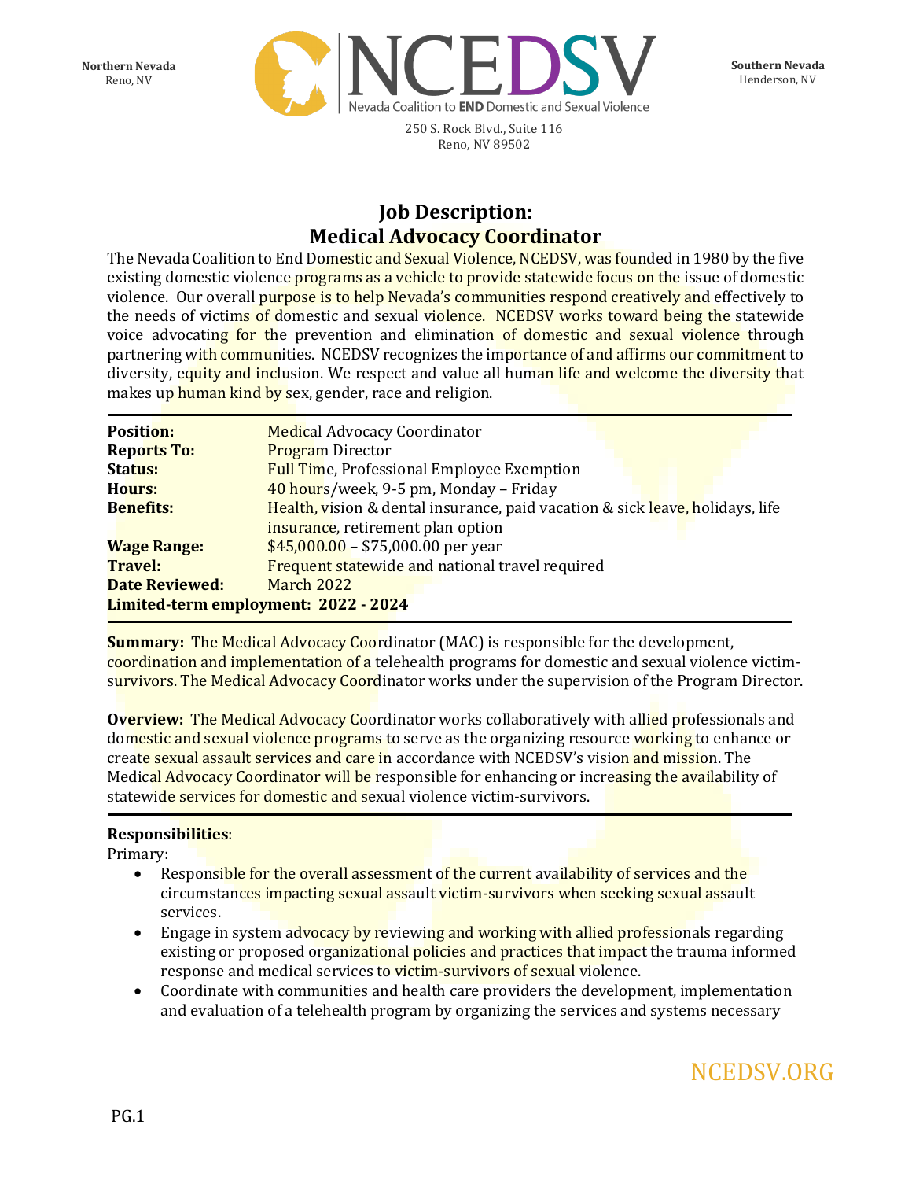Northern Nevada
Reno, NV

NCEDSV
Nevada Coalition to END Domestic and Sexual Violence

250 S. Rock Blvd., Suite 116
Reno, NV 89502

Southern Nevada
Henderson, NV

# Job Description: Medical Advocacy Coordinator

The Nevada Coalition to End Domestic and Sexual Violence, NCEDSV, was founded in 1980 by the five existing domestic violence programs as a vehicle to provide statewide focus on the issue of domestic violence. Our overall purpose is to help Nevada's communities respond creatively and effectively to the needs of victims of domestic and sexual violence. NCEDSV works toward being the statewide voice advocating for the prevention and elimination of domestic and sexual violence through partnering with communities. NCEDSV recognizes the importance of and affirms our commitment to diversity, equity and inclusion. We respect and value all human life and welcome the diversity that makes up human kind by sex, gender, race and religion.

| | |
|---|---|
| **Position:** | Medical Advocacy Coordinator |
| **Reports To:** | Program Director |
| **Status:** | Full Time, Professional Employee Exemption |
| **Hours:** | 40 hours/week, 9-5 pm, Monday – Friday |
| **Benefits:** | Health, vision & dental insurance, paid vacation & sick leave, holidays, life insurance, retirement plan option |
| **Wage Range:** | $45,000.00 – $75,000.00 per year |
| **Travel:** | Frequent statewide and national travel required |
| **Date Reviewed:** | March 2022 |

**Limited-term employment: 2022 - 2024**

**Summary:** The Medical Advocacy Coordinator (MAC) is responsible for the development, coordination and implementation of a telehealth programs for domestic and sexual violence victim-survivors. The Medical Advocacy Coordinator works under the supervision of the Program Director.

**Overview:** The Medical Advocacy Coordinator works collaboratively with allied professionals and domestic and sexual violence programs to serve as the organizing resource working to enhance or create sexual assault services and care in accordance with NCEDSV's vision and mission. The Medical Advocacy Coordinator will be responsible for enhancing or increasing the availability of statewide services for domestic and sexual violence victim-survivors.

**Responsibilities**:

Primary:

- Responsible for the overall assessment of the current availability of services and the circumstances impacting sexual assault victim-survivors when seeking sexual assault services.
- Engage in system advocacy by reviewing and working with allied professionals regarding existing or proposed organizational policies and practices that impact the trauma informed response and medical services to victim-survivors of sexual violence.
- Coordinate with communities and health care providers the development, implementation and evaluation of a telehealth program by organizing the services and systems necessary

NCEDSV.ORG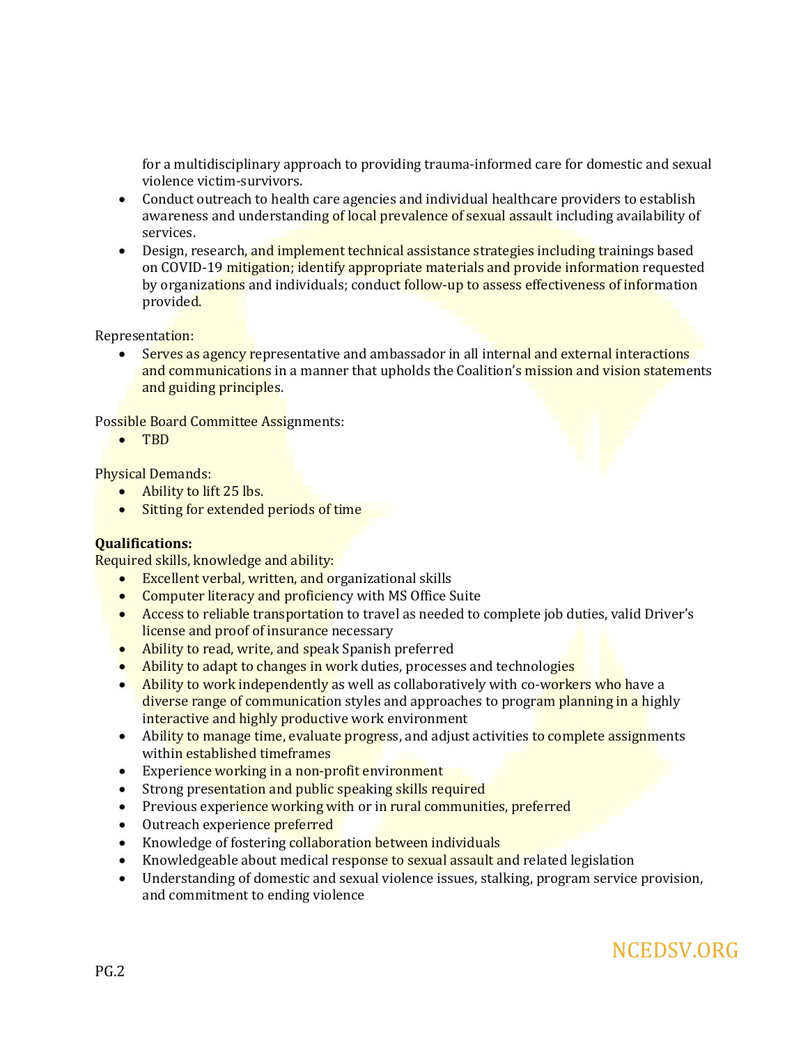for a multidisciplinary approach to providing trauma-informed care for domestic and sexual violence victim-survivors.

- Conduct outreach to health care agencies and individual healthcare providers to establish awareness and understanding of local prevalence of sexual assault including availability of services.
- Design, research, and implement technical assistance strategies including trainings based on COVID-19 mitigation; identify appropriate materials and provide information requested by organizations and individuals; conduct follow-up to assess effectiveness of information provided.

Representation:

- Serves as agency representative and ambassador in all internal and external interactions and communications in a manner that upholds the Coalition's mission and vision statements and guiding principles.

Possible Board Committee Assignments:

- TBD

Physical Demands:

- Ability to lift 25 lbs.
- Sitting for extended periods of time

**Qualifications:**

Required skills, knowledge and ability:

- Excellent verbal, written, and organizational skills
- Computer literacy and proficiency with MS Office Suite
- Access to reliable transportation to travel as needed to complete job duties, valid Driver's license and proof of insurance necessary
- Ability to read, write, and speak Spanish preferred
- Ability to adapt to changes in work duties, processes and technologies
- Ability to work independently as well as collaboratively with co-workers who have a diverse range of communication styles and approaches to program planning in a highly interactive and highly productive work environment
- Ability to manage time, evaluate progress, and adjust activities to complete assignments within established timeframes
- Experience working in a non-profit environment
- Strong presentation and public speaking skills required
- Previous experience working with or in rural communities, preferred
- Outreach experience preferred
- Knowledge of fostering collaboration between individuals
- Knowledgeable about medical response to sexual assault and related legislation
- Understanding of domestic and sexual violence issues, stalking, program service provision, and commitment to ending violence

NCEDSV.ORG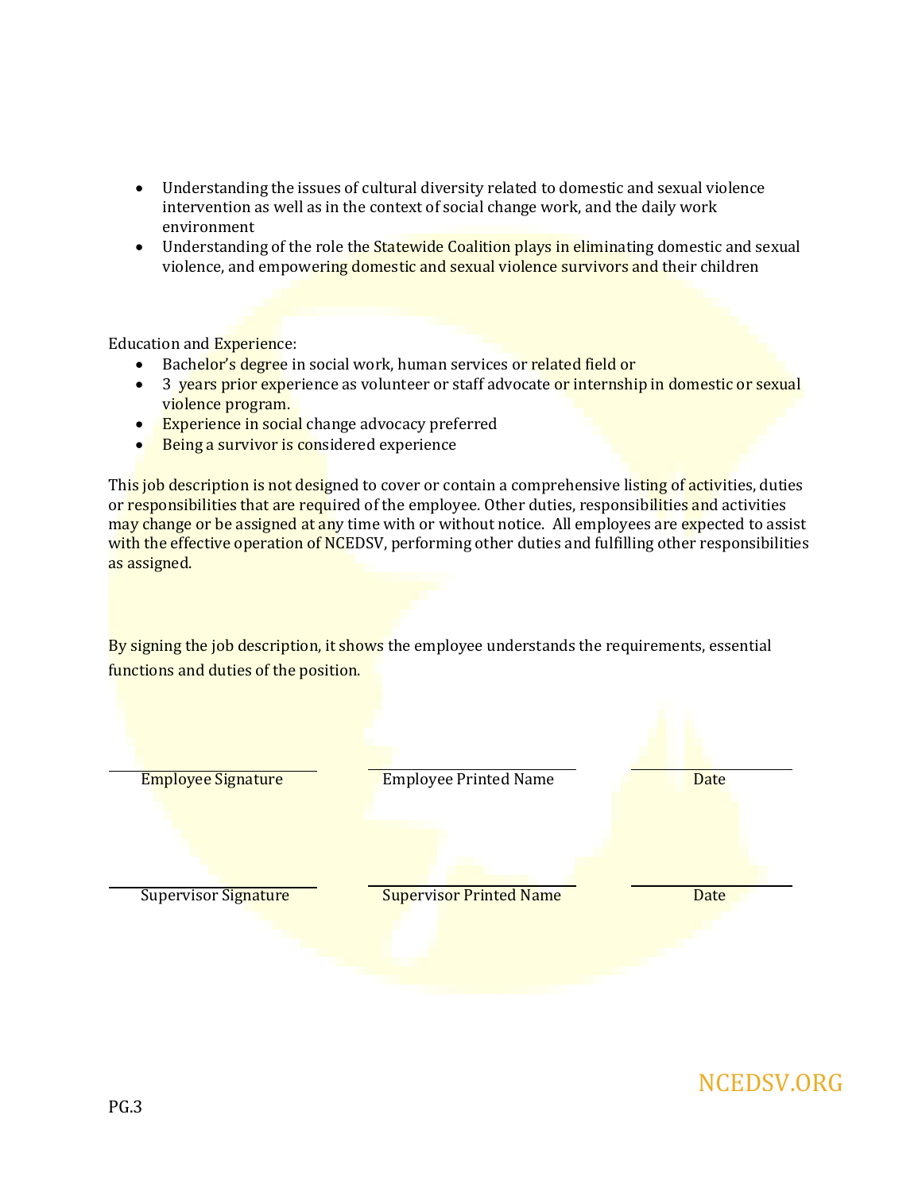- Understanding the issues of cultural diversity related to domestic and sexual violence intervention as well as in the context of social change work, and the daily work environment
- Understanding of the role the Statewide Coalition plays in eliminating domestic and sexual violence, and empowering domestic and sexual violence survivors and their children

Education and Experience:

- Bachelor's degree in social work, human services or related field or
- 3 years prior experience as volunteer or staff advocate or internship in domestic or sexual violence program.
- Experience in social change advocacy preferred
- Being a survivor is considered experience

This job description is not designed to cover or contain a comprehensive listing of activities, duties or responsibilities that are required of the employee. Other duties, responsibilities and activities may change or be assigned at any time with or without notice. All employees are expected to assist with the effective operation of NCEDSV, performing other duties and fulfilling other responsibilities as assigned.

By signing the job description, it shows the employee understands the requirements, essential functions and duties of the position.

| | | |
|---|---|---|
| Employee Signature | Employee Printed Name | Date |
| Supervisor Signature | Supervisor Printed Name | Date |

NCEDSV.ORG